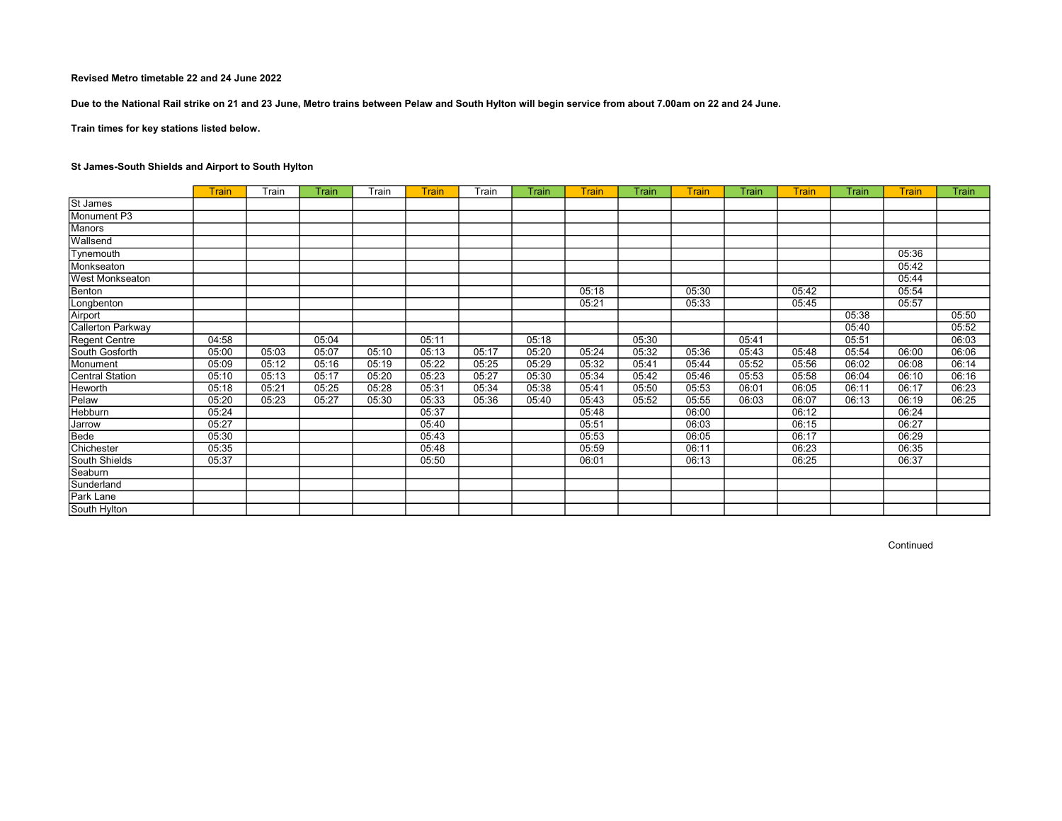**Revised Metro timetable 22 and 24 June 2022**

**Due to the National Rail strike on 21 and 23 June, Metro trains between Pelaw and South Hylton will begin service from about 7.00am on 22 and 24 June.**

**Train times for key stations listed below.**

**St James-South Shields and Airport to South Hylton**

| | Train | Train | Train | Train | Train | Train | Train | Train | Train | Train | Train | Train | Train | Train | Train |
|---|---|---|---|---|---|---|---|---|---|---|---|---|---|---|---|
| St James | | | | | | | | | | | | | | | |
| Monument P3 | | | | | | | | | | | | | | | |
| Manors | | | | | | | | | | | | | | | |
| Wallsend | | | | | | | | | | | | | | | |
| Tynemouth | | | | | | | | | | | | | | 05:36 | |
| Monkseaton | | | | | | | | | | | | | | 05:42 | |
| West Monkseaton | | | | | | | | | | | | | | 05:44 | |
| Benton | | | | | | | | 05:18 | | 05:30 | | 05:42 | | 05:54 | |
| Longbenton | | | | | | | | 05:21 | | 05:33 | | 05:45 | | 05:57 | |
| Airport | | | | | | | | | | | | | 05:38 | | 05:50 |
| Callerton Parkway | | | | | | | | | | | | | 05:40 | | 05:52 |
| Regent Centre | 04:58 | | 05:04 | | 05:11 | | 05:18 | | 05:30 | | 05:41 | | 05:51 | | 06:03 |
| South Gosforth | 05:00 | 05:03 | 05:07 | 05:10 | 05:13 | 05:17 | 05:20 | 05:24 | 05:32 | 05:36 | 05:43 | 05:48 | 05:54 | 06:00 | 06:06 |
| Monument | 05:09 | 05:12 | 05:16 | 05:19 | 05:22 | 05:25 | 05:29 | 05:32 | 05:41 | 05:44 | 05:52 | 05:56 | 06:02 | 06:08 | 06:14 |
| Central Station | 05:10 | 05:13 | 05:17 | 05:20 | 05:23 | 05:27 | 05:30 | 05:34 | 05:42 | 05:46 | 05:53 | 05:58 | 06:04 | 06:10 | 06:16 |
| Heworth | 05:18 | 05:21 | 05:25 | 05:28 | 05:31 | 05:34 | 05:38 | 05:41 | 05:50 | 05:53 | 06:01 | 06:05 | 06:11 | 06:17 | 06:23 |
| Pelaw | 05:20 | 05:23 | 05:27 | 05:30 | 05:33 | 05:36 | 05:40 | 05:43 | 05:52 | 05:55 | 06:03 | 06:07 | 06:13 | 06:19 | 06:25 |
| Hebburn | 05:24 | | | | 05:37 | | | 05:48 | | 06:00 | | 06:12 | | 06:24 | |
| Jarrow | 05:27 | | | | 05:40 | | | 05:51 | | 06:03 | | 06:15 | | 06:27 | |
| Bede | 05:30 | | | | 05:43 | | | 05:53 | | 06:05 | | 06:17 | | 06:29 | |
| Chichester | 05:35 | | | | 05:48 | | | 05:59 | | 06:11 | | 06:23 | | 06:35 | |
| South Shields | 05:37 | | | | 05:50 | | | 06:01 | | 06:13 | | 06:25 | | 06:37 | |
| Seaburn | | | | | | | | | | | | | | | |
| Sunderland | | | | | | | | | | | | | | | |
| Park Lane | | | | | | | | | | | | | | | |
| South Hylton | | | | | | | | | | | | | | | |

Continued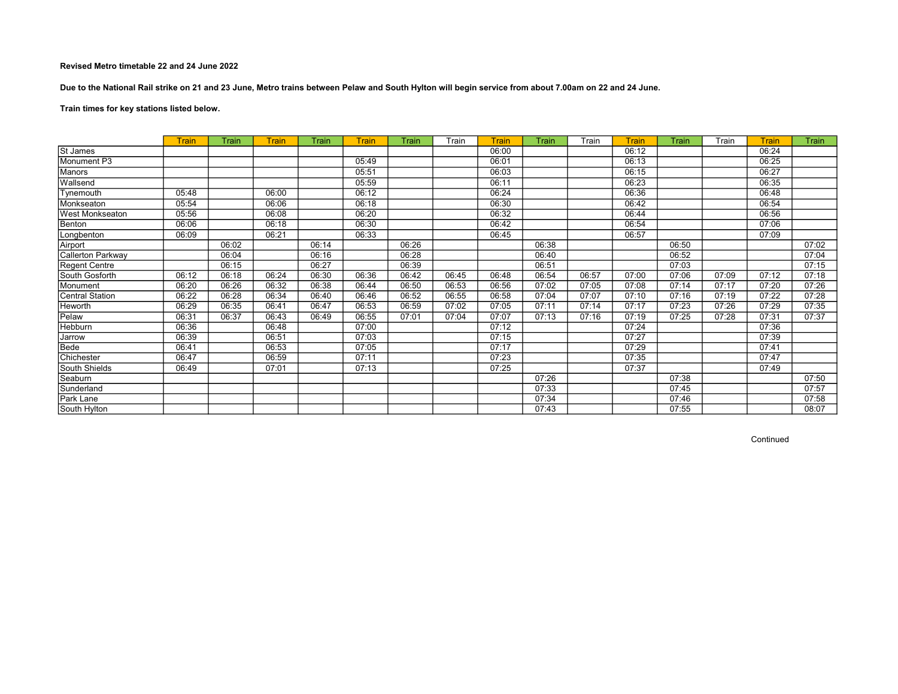**Revised Metro timetable 22 and 24 June 2022**

**Due to the National Rail strike on 21 and 23 June, Metro trains between Pelaw and South Hylton will begin service from about 7.00am on 22 and 24 June.**

**Train times for key stations listed below.**

| | Train | Train | Train | Train | Train | Train | Train | Train | Train | Train | Train | Train | Train | Train | Train |
|---|---|---|---|---|---|---|---|---|---|---|---|---|---|---|---|
| St James | | | | | | | | 06:00 | | | 06:12 | | | 06:24 | |
| Monument P3 | | | | | 05:49 | | | 06:01 | | | 06:13 | | | 06:25 | |
| Manors | | | | | 05:51 | | | 06:03 | | | 06:15 | | | 06:27 | |
| Wallsend | | | | | 05:59 | | | 06:11 | | | 06:23 | | | 06:35 | |
| Tynemouth | 05:48 | | 06:00 | | 06:12 | | | 06:24 | | | 06:36 | | | 06:48 | |
| Monkseaton | 05:54 | | 06:06 | | 06:18 | | | 06:30 | | | 06:42 | | | 06:54 | |
| West Monkseaton | 05:56 | | 06:08 | | 06:20 | | | 06:32 | | | 06:44 | | | 06:56 | |
| Benton | 06:06 | | 06:18 | | 06:30 | | | 06:42 | | | 06:54 | | | 07:06 | |
| Longbenton | 06:09 | | 06:21 | | 06:33 | | | 06:45 | | | 06:57 | | | 07:09 | |
| Airport | | 06:02 | | 06:14 | | 06:26 | | | 06:38 | | | 06:50 | | | 07:02 |
| Callerton Parkway | | 06:04 | | 06:16 | | 06:28 | | | 06:40 | | | 06:52 | | | 07:04 |
| Regent Centre | | 06:15 | | 06:27 | | 06:39 | | | 06:51 | | | 07:03 | | | 07:15 |
| South Gosforth | 06:12 | 06:18 | 06:24 | 06:30 | 06:36 | 06:42 | 06:45 | 06:48 | 06:54 | 06:57 | 07:00 | 07:06 | 07:09 | 07:12 | 07:18 |
| Monument | 06:20 | 06:26 | 06:32 | 06:38 | 06:44 | 06:50 | 06:53 | 06:56 | 07:02 | 07:05 | 07:08 | 07:14 | 07:17 | 07:20 | 07:26 |
| Central Station | 06:22 | 06:28 | 06:34 | 06:40 | 06:46 | 06:52 | 06:55 | 06:58 | 07:04 | 07:07 | 07:10 | 07:16 | 07:19 | 07:22 | 07:28 |
| Heworth | 06:29 | 06:35 | 06:41 | 06:47 | 06:53 | 06:59 | 07:02 | 07:05 | 07:11 | 07:14 | 07:17 | 07:23 | 07:26 | 07:29 | 07:35 |
| Pelaw | 06:31 | 06:37 | 06:43 | 06:49 | 06:55 | 07:01 | 07:04 | 07:07 | 07:13 | 07:16 | 07:19 | 07:25 | 07:28 | 07:31 | 07:37 |
| Hebburn | 06:36 | | 06:48 | | 07:00 | | | 07:12 | | | 07:24 | | | 07:36 | |
| Jarrow | 06:39 | | 06:51 | | 07:03 | | | 07:15 | | | 07:27 | | | 07:39 | |
| Bede | 06:41 | | 06:53 | | 07:05 | | | 07:17 | | | 07:29 | | | 07:41 | |
| Chichester | 06:47 | | 06:59 | | 07:11 | | | 07:23 | | | 07:35 | | | 07:47 | |
| South Shields | 06:49 | | 07:01 | | 07:13 | | | 07:25 | | | 07:37 | | | 07:49 | |
| Seaburn | | | | | | | | | 07:26 | | | 07:38 | | | 07:50 |
| Sunderland | | | | | | | | | 07:33 | | | 07:45 | | | 07:57 |
| Park Lane | | | | | | | | | 07:34 | | | 07:46 | | | 07:58 |
| South Hylton | | | | | | | | | 07:43 | | | 07:55 | | | 08:07 |

Continued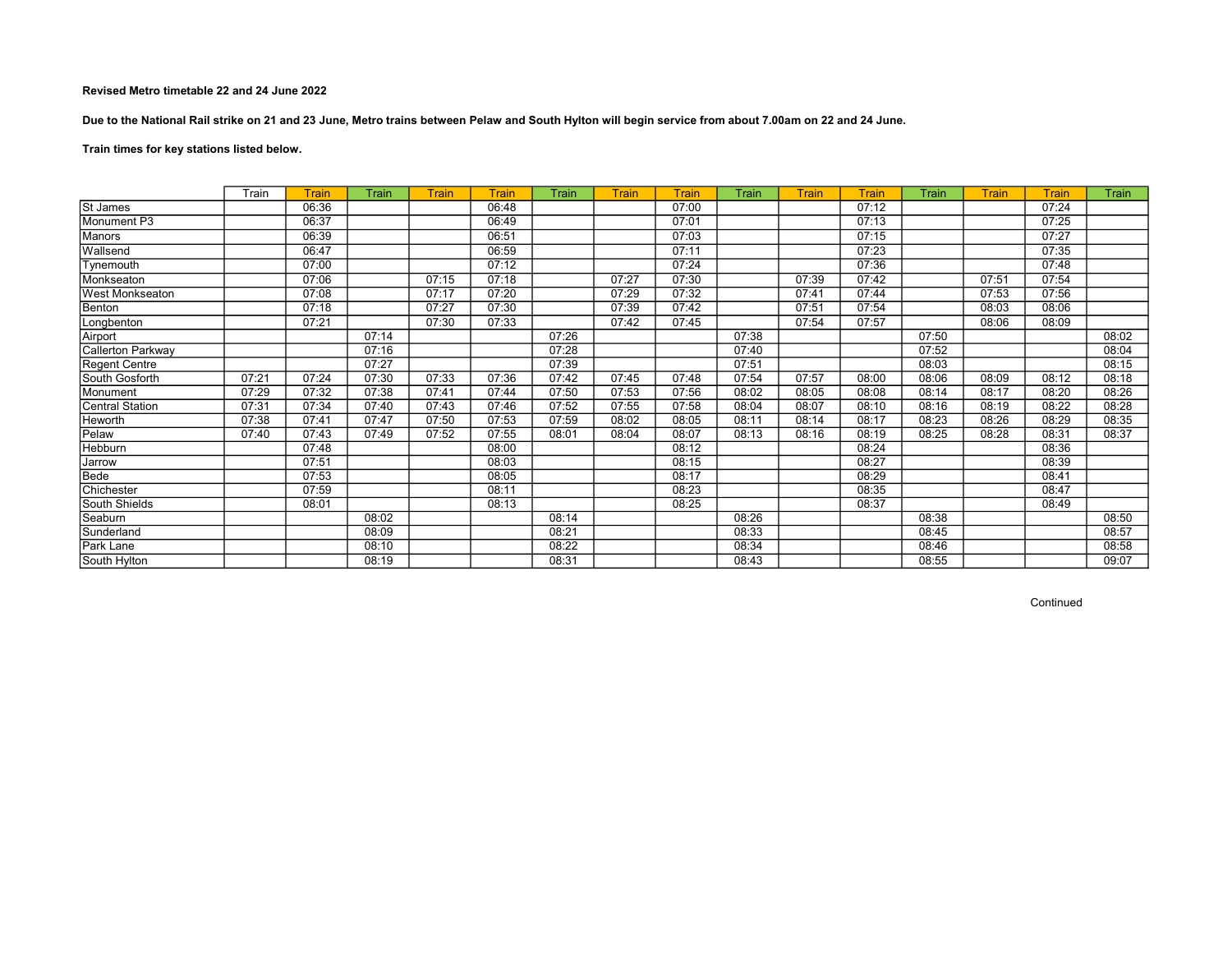**Revised Metro timetable 22 and 24 June 2022**

**Due to the National Rail strike on 21 and 23 June, Metro trains between Pelaw and South Hylton will begin service from about 7.00am on 22 and 24 June.**

**Train times for key stations listed below.**

| | Train | Train | Train | Train | Train | Train | Train | Train | Train | Train | Train | Train | Train | Train | Train |
|---|---|---|---|---|---|---|---|---|---|---|---|---|---|---|---|
| St James | | 06:36 | | | 06:48 | | | 07:00 | | | 07:12 | | | 07:24 | |
| Monument P3 | | 06:37 | | | 06:49 | | | 07:01 | | | 07:13 | | | 07:25 | |
| Manors | | 06:39 | | | 06:51 | | | 07:03 | | | 07:15 | | | 07:27 | |
| Wallsend | | 06:47 | | | 06:59 | | | 07:11 | | | 07:23 | | | 07:35 | |
| Tynemouth | | 07:00 | | | 07:12 | | | 07:24 | | | 07:36 | | | 07:48 | |
| Monkseaton | | 07:06 | | 07:15 | 07:18 | | 07:27 | 07:30 | | 07:39 | 07:42 | | 07:51 | 07:54 | |
| West Monkseaton | | 07:08 | | 07:17 | 07:20 | | 07:29 | 07:32 | | 07:41 | 07:44 | | 07:53 | 07:56 | |
| Benton | | 07:18 | | 07:27 | 07:30 | | 07:39 | 07:42 | | 07:51 | 07:54 | | 08:03 | 08:06 | |
| Longbenton | | 07:21 | | 07:30 | 07:33 | | 07:42 | 07:45 | | 07:54 | 07:57 | | 08:06 | 08:09 | |
| Airport | | | 07:14 | | | 07:26 | | | 07:38 | | | 07:50 | | | 08:02 |
| Callerton Parkway | | | 07:16 | | | 07:28 | | | 07:40 | | | 07:52 | | | 08:04 |
| Regent Centre | | | 07:27 | | | 07:39 | | | 07:51 | | | 08:03 | | | 08:15 |
| South Gosforth | 07:21 | 07:24 | 07:30 | 07:33 | 07:36 | 07:42 | 07:45 | 07:48 | 07:54 | 07:57 | 08:00 | 08:06 | 08:09 | 08:12 | 08:18 |
| Monument | 07:29 | 07:32 | 07:38 | 07:41 | 07:44 | 07:50 | 07:53 | 07:56 | 08:02 | 08:05 | 08:08 | 08:14 | 08:17 | 08:20 | 08:26 |
| Central Station | 07:31 | 07:34 | 07:40 | 07:43 | 07:46 | 07:52 | 07:55 | 07:58 | 08:04 | 08:07 | 08:10 | 08:16 | 08:19 | 08:22 | 08:28 |
| Heworth | 07:38 | 07:41 | 07:47 | 07:50 | 07:53 | 07:59 | 08:02 | 08:05 | 08:11 | 08:14 | 08:17 | 08:23 | 08:26 | 08:29 | 08:35 |
| Pelaw | 07:40 | 07:43 | 07:49 | 07:52 | 07:55 | 08:01 | 08:04 | 08:07 | 08:13 | 08:16 | 08:19 | 08:25 | 08:28 | 08:31 | 08:37 |
| Hebburn | | 07:48 | | | 08:00 | | | 08:12 | | | 08:24 | | | 08:36 | |
| Jarrow | | 07:51 | | | 08:03 | | | 08:15 | | | 08:27 | | | 08:39 | |
| Bede | | 07:53 | | | 08:05 | | | 08:17 | | | 08:29 | | | 08:41 | |
| Chichester | | 07:59 | | | 08:11 | | | 08:23 | | | 08:35 | | | 08:47 | |
| South Shields | | 08:01 | | | 08:13 | | | 08:25 | | | 08:37 | | | 08:49 | |
| Seaburn | | | 08:02 | | | 08:14 | | | 08:26 | | | 08:38 | | | 08:50 |
| Sunderland | | | 08:09 | | | 08:21 | | | 08:33 | | | 08:45 | | | 08:57 |
| Park Lane | | | 08:10 | | | 08:22 | | | 08:34 | | | 08:46 | | | 08:58 |
| South Hylton | | | 08:19 | | | 08:31 | | | 08:43 | | | 08:55 | | | 09:07 |

Continued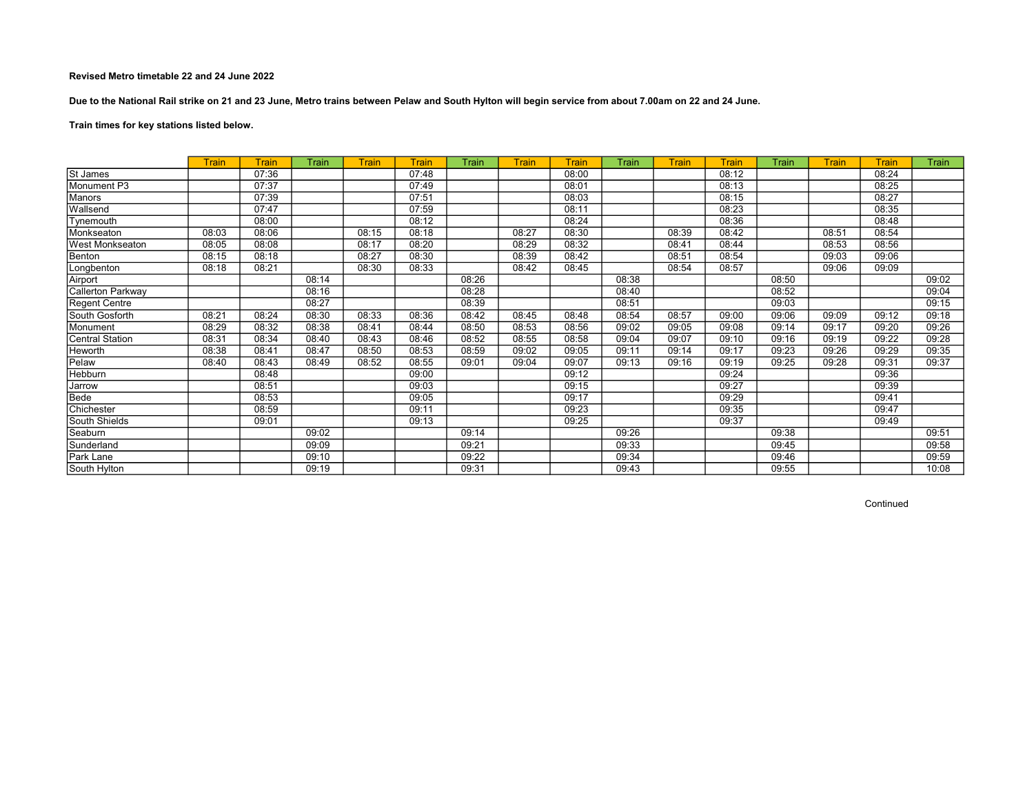**Revised Metro timetable 22 and 24 June 2022**

**Due to the National Rail strike on 21 and 23 June, Metro trains between Pelaw and South Hylton will begin service from about 7.00am on 22 and 24 June.**

**Train times for key stations listed below.**

| | Train | Train | Train | Train | Train | Train | Train | Train | Train | Train | Train | Train | Train | Train | Train |
|---|---|---|---|---|---|---|---|---|---|---|---|---|---|---|---|
| St James | | 07:36 | | | 07:48 | | | 08:00 | | | 08:12 | | | 08:24 | |
| Monument P3 | | 07:37 | | | 07:49 | | | 08:01 | | | 08:13 | | | 08:25 | |
| Manors | | 07:39 | | | 07:51 | | | 08:03 | | | 08:15 | | | 08:27 | |
| Wallsend | | 07:47 | | | 07:59 | | | 08:11 | | | 08:23 | | | 08:35 | |
| Tynemouth | | 08:00 | | | 08:12 | | | 08:24 | | | 08:36 | | | 08:48 | |
| Monkseaton | 08:03 | 08:06 | | 08:15 | 08:18 | | 08:27 | 08:30 | | 08:39 | 08:42 | | 08:51 | 08:54 | |
| West Monkseaton | 08:05 | 08:08 | | 08:17 | 08:20 | | 08:29 | 08:32 | | 08:41 | 08:44 | | 08:53 | 08:56 | |
| Benton | 08:15 | 08:18 | | 08:27 | 08:30 | | 08:39 | 08:42 | | 08:51 | 08:54 | | 09:03 | 09:06 | |
| Longbenton | 08:18 | 08:21 | | 08:30 | 08:33 | | 08:42 | 08:45 | | 08:54 | 08:57 | | 09:06 | 09:09 | |
| Airport | | | 08:14 | | | 08:26 | | | 08:38 | | | 08:50 | | | 09:02 |
| Callerton Parkway | | | 08:16 | | | 08:28 | | | 08:40 | | | 08:52 | | | 09:04 |
| Regent Centre | | | 08:27 | | | 08:39 | | | 08:51 | | | 09:03 | | | 09:15 |
| South Gosforth | 08:21 | 08:24 | 08:30 | 08:33 | 08:36 | 08:42 | 08:45 | 08:48 | 08:54 | 08:57 | 09:00 | 09:06 | 09:09 | 09:12 | 09:18 |
| Monument | 08:29 | 08:32 | 08:38 | 08:41 | 08:44 | 08:50 | 08:53 | 08:56 | 09:02 | 09:05 | 09:08 | 09:14 | 09:17 | 09:20 | 09:26 |
| Central Station | 08:31 | 08:34 | 08:40 | 08:43 | 08:46 | 08:52 | 08:55 | 08:58 | 09:04 | 09:07 | 09:10 | 09:16 | 09:19 | 09:22 | 09:28 |
| Heworth | 08:38 | 08:41 | 08:47 | 08:50 | 08:53 | 08:59 | 09:02 | 09:05 | 09:11 | 09:14 | 09:17 | 09:23 | 09:26 | 09:29 | 09:35 |
| Pelaw | 08:40 | 08:43 | 08:49 | 08:52 | 08:55 | 09:01 | 09:04 | 09:07 | 09:13 | 09:16 | 09:19 | 09:25 | 09:28 | 09:31 | 09:37 |
| Hebburn | | 08:48 | | | 09:00 | | | 09:12 | | | 09:24 | | | 09:36 | |
| Jarrow | | 08:51 | | | 09:03 | | | 09:15 | | | 09:27 | | | 09:39 | |
| Bede | | 08:53 | | | 09:05 | | | 09:17 | | | 09:29 | | | 09:41 | |
| Chichester | | 08:59 | | | 09:11 | | | 09:23 | | | 09:35 | | | 09:47 | |
| South Shields | | 09:01 | | | 09:13 | | | 09:25 | | | 09:37 | | | 09:49 | |
| Seaburn | | | 09:02 | | | 09:14 | | | 09:26 | | | 09:38 | | | 09:51 |
| Sunderland | | | 09:09 | | | 09:21 | | | 09:33 | | | 09:45 | | | 09:58 |
| Park Lane | | | 09:10 | | | 09:22 | | | 09:34 | | | 09:46 | | | 09:59 |
| South Hylton | | | 09:19 | | | 09:31 | | | 09:43 | | | 09:55 | | | 10:08 |

Continued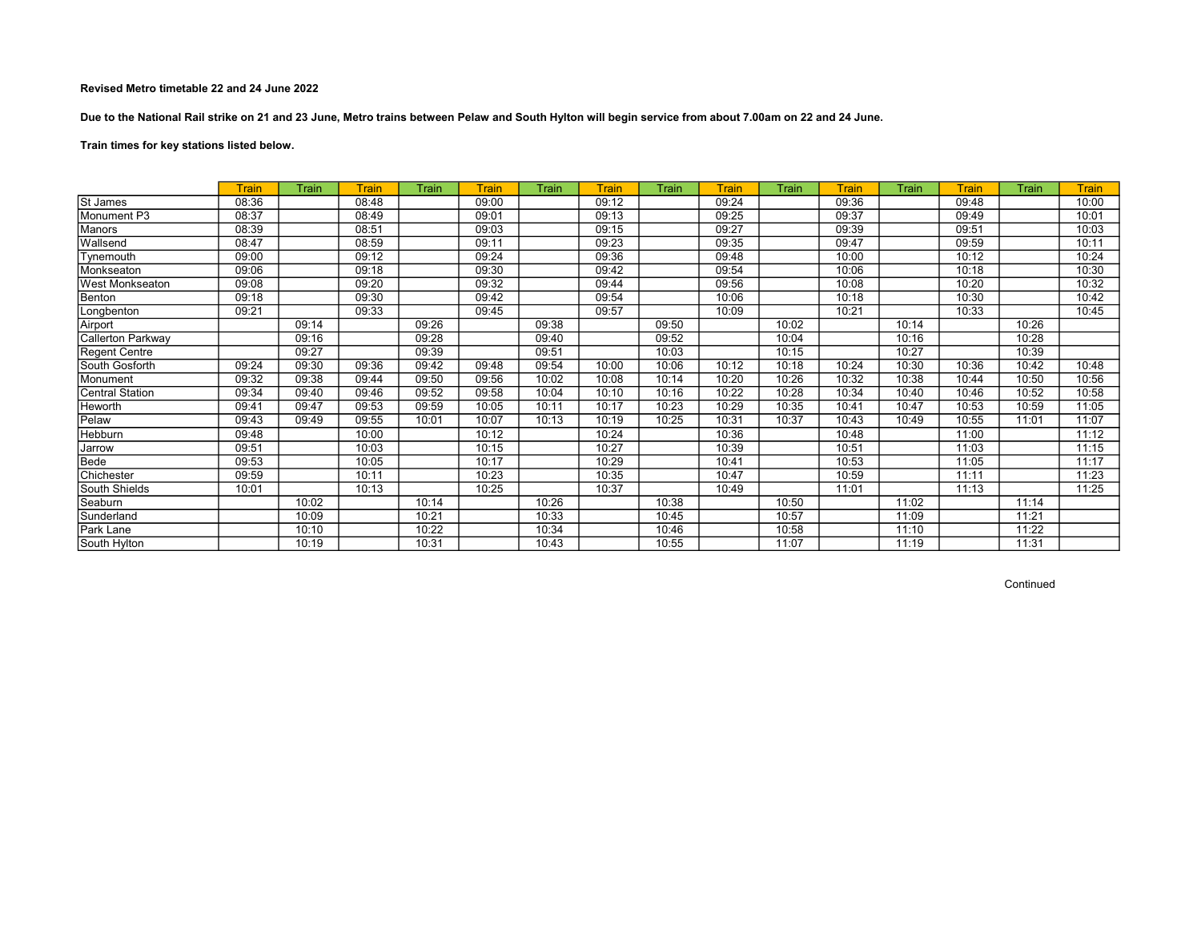**Revised Metro timetable 22 and 24 June 2022**

**Due to the National Rail strike on 21 and 23 June, Metro trains between Pelaw and South Hylton will begin service from about 7.00am on 22 and 24 June.**

**Train times for key stations listed below.**

| | Train | Train | Train | Train | Train | Train | Train | Train | Train | Train | Train | Train | Train | Train | Train |
|---|---|---|---|---|---|---|---|---|---|---|---|---|---|---|---|
| St James | 08:36 | | 08:48 | | 09:00 | | 09:12 | | 09:24 | | 09:36 | | 09:48 | | 10:00 |
| Monument P3 | 08:37 | | 08:49 | | 09:01 | | 09:13 | | 09:25 | | 09:37 | | 09:49 | | 10:01 |
| Manors | 08:39 | | 08:51 | | 09:03 | | 09:15 | | 09:27 | | 09:39 | | 09:51 | | 10:03 |
| Wallsend | 08:47 | | 08:59 | | 09:11 | | 09:23 | | 09:35 | | 09:47 | | 09:59 | | 10:11 |
| Tynemouth | 09:00 | | 09:12 | | 09:24 | | 09:36 | | 09:48 | | 10:00 | | 10:12 | | 10:24 |
| Monkseaton | 09:06 | | 09:18 | | 09:30 | | 09:42 | | 09:54 | | 10:06 | | 10:18 | | 10:30 |
| West Monkseaton | 09:08 | | 09:20 | | 09:32 | | 09:44 | | 09:56 | | 10:08 | | 10:20 | | 10:32 |
| Benton | 09:18 | | 09:30 | | 09:42 | | 09:54 | | 10:06 | | 10:18 | | 10:30 | | 10:42 |
| Longbenton | 09:21 | | 09:33 | | 09:45 | | 09:57 | | 10:09 | | 10:21 | | 10:33 | | 10:45 |
| Airport | | 09:14 | | 09:26 | | 09:38 | | 09:50 | | 10:02 | | 10:14 | | 10:26 | |
| Callerton Parkway | | 09:16 | | 09:28 | | 09:40 | | 09:52 | | 10:04 | | 10:16 | | 10:28 | |
| Regent Centre | | 09:27 | | 09:39 | | 09:51 | | 10:03 | | 10:15 | | 10:27 | | 10:39 | |
| South Gosforth | 09:24 | 09:30 | 09:36 | 09:42 | 09:48 | 09:54 | 10:00 | 10:06 | 10:12 | 10:18 | 10:24 | 10:30 | 10:36 | 10:42 | 10:48 |
| Monument | 09:32 | 09:38 | 09:44 | 09:50 | 09:56 | 10:02 | 10:08 | 10:14 | 10:20 | 10:26 | 10:32 | 10:38 | 10:44 | 10:50 | 10:56 |
| Central Station | 09:34 | 09:40 | 09:46 | 09:52 | 09:58 | 10:04 | 10:10 | 10:16 | 10:22 | 10:28 | 10:34 | 10:40 | 10:46 | 10:52 | 10:58 |
| Heworth | 09:41 | 09:47 | 09:53 | 09:59 | 10:05 | 10:11 | 10:17 | 10:23 | 10:29 | 10:35 | 10:41 | 10:47 | 10:53 | 10:59 | 11:05 |
| Pelaw | 09:43 | 09:49 | 09:55 | 10:01 | 10:07 | 10:13 | 10:19 | 10:25 | 10:31 | 10:37 | 10:43 | 10:49 | 10:55 | 11:01 | 11:07 |
| Hebburn | 09:48 | | 10:00 | | 10:12 | | 10:24 | | 10:36 | | 10:48 | | 11:00 | | 11:12 |
| Jarrow | 09:51 | | 10:03 | | 10:15 | | 10:27 | | 10:39 | | 10:51 | | 11:03 | | 11:15 |
| Bede | 09:53 | | 10:05 | | 10:17 | | 10:29 | | 10:41 | | 10:53 | | 11:05 | | 11:17 |
| Chichester | 09:59 | | 10:11 | | 10:23 | | 10:35 | | 10:47 | | 10:59 | | 11:11 | | 11:23 |
| South Shields | 10:01 | | 10:13 | | 10:25 | | 10:37 | | 10:49 | | 11:01 | | 11:13 | | 11:25 |
| Seaburn | | 10:02 | | 10:14 | | 10:26 | | 10:38 | | 10:50 | | 11:02 | | 11:14 | |
| Sunderland | | 10:09 | | 10:21 | | 10:33 | | 10:45 | | 10:57 | | 11:09 | | 11:21 | |
| Park Lane | | 10:10 | | 10:22 | | 10:34 | | 10:46 | | 10:58 | | 11:10 | | 11:22 | |
| South Hylton | | 10:19 | | 10:31 | | 10:43 | | 10:55 | | 11:07 | | 11:19 | | 11:31 | |

Continued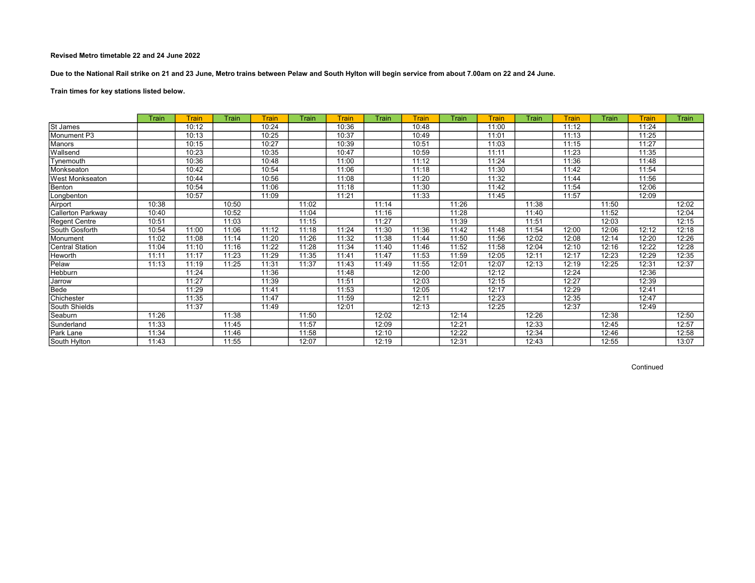**Revised Metro timetable 22 and 24 June 2022**

**Due to the National Rail strike on 21 and 23 June, Metro trains between Pelaw and South Hylton will begin service from about 7.00am on 22 and 24 June.**

**Train times for key stations listed below.**

| | Train | Train | Train | Train | Train | Train | Train | Train | Train | Train | Train | Train | Train | Train | Train |
|---|---|---|---|---|---|---|---|---|---|---|---|---|---|---|---|
| St James | | 10:12 | | 10:24 | | 10:36 | | 10:48 | | 11:00 | | 11:12 | | 11:24 | |
| Monument P3 | | 10:13 | | 10:25 | | 10:37 | | 10:49 | | 11:01 | | 11:13 | | 11:25 | |
| Manors | | 10:15 | | 10:27 | | 10:39 | | 10:51 | | 11:03 | | 11:15 | | 11:27 | |
| Wallsend | | 10:23 | | 10:35 | | 10:47 | | 10:59 | | 11:11 | | 11:23 | | 11:35 | |
| Tynemouth | | 10:36 | | 10:48 | | 11:00 | | 11:12 | | 11:24 | | 11:36 | | 11:48 | |
| Monkseaton | | 10:42 | | 10:54 | | 11:06 | | 11:18 | | 11:30 | | 11:42 | | 11:54 | |
| West Monkseaton | | 10:44 | | 10:56 | | 11:08 | | 11:20 | | 11:32 | | 11:44 | | 11:56 | |
| Benton | | 10:54 | | 11:06 | | 11:18 | | 11:30 | | 11:42 | | 11:54 | | 12:06 | |
| Longbenton | | 10:57 | | 11:09 | | 11:21 | | 11:33 | | 11:45 | | 11:57 | | 12:09 | |
| Airport | 10:38 | | 10:50 | | 11:02 | | 11:14 | | 11:26 | | 11:38 | | 11:50 | | 12:02 |
| Callerton Parkway | 10:40 | | 10:52 | | 11:04 | | 11:16 | | 11:28 | | 11:40 | | 11:52 | | 12:04 |
| Regent Centre | 10:51 | | 11:03 | | 11:15 | | 11:27 | | 11:39 | | 11:51 | | 12:03 | | 12:15 |
| South Gosforth | 10:54 | 11:00 | 11:06 | 11:12 | 11:18 | 11:24 | 11:30 | 11:36 | 11:42 | 11:48 | 11:54 | 12:00 | 12:06 | 12:12 | 12:18 |
| Monument | 11:02 | 11:08 | 11:14 | 11:20 | 11:26 | 11:32 | 11:38 | 11:44 | 11:50 | 11:56 | 12:02 | 12:08 | 12:14 | 12:20 | 12:26 |
| Central Station | 11:04 | 11:10 | 11:16 | 11:22 | 11:28 | 11:34 | 11:40 | 11:46 | 11:52 | 11:58 | 12:04 | 12:10 | 12:16 | 12:22 | 12:28 |
| Heworth | 11:11 | 11:17 | 11:23 | 11:29 | 11:35 | 11:41 | 11:47 | 11:53 | 11:59 | 12:05 | 12:11 | 12:17 | 12:23 | 12:29 | 12:35 |
| Pelaw | 11:13 | 11:19 | 11:25 | 11:31 | 11:37 | 11:43 | 11:49 | 11:55 | 12:01 | 12:07 | 12:13 | 12:19 | 12:25 | 12:31 | 12:37 |
| Hebburn | | 11:24 | | 11:36 | | 11:48 | | 12:00 | | 12:12 | | 12:24 | | 12:36 | |
| Jarrow | | 11:27 | | 11:39 | | 11:51 | | 12:03 | | 12:15 | | 12:27 | | 12:39 | |
| Bede | | 11:29 | | 11:41 | | 11:53 | | 12:05 | | 12:17 | | 12:29 | | 12:41 | |
| Chichester | | 11:35 | | 11:47 | | 11:59 | | 12:11 | | 12:23 | | 12:35 | | 12:47 | |
| South Shields | | 11:37 | | 11:49 | | 12:01 | | 12:13 | | 12:25 | | 12:37 | | 12:49 | |
| Seaburn | 11:26 | | 11:38 | | 11:50 | | 12:02 | | 12:14 | | 12:26 | | 12:38 | | 12:50 |
| Sunderland | 11:33 | | 11:45 | | 11:57 | | 12:09 | | 12:21 | | 12:33 | | 12:45 | | 12:57 |
| Park Lane | 11:34 | | 11:46 | | 11:58 | | 12:10 | | 12:22 | | 12:34 | | 12:46 | | 12:58 |
| South Hylton | 11:43 | | 11:55 | | 12:07 | | 12:19 | | 12:31 | | 12:43 | | 12:55 | | 13:07 |

Continued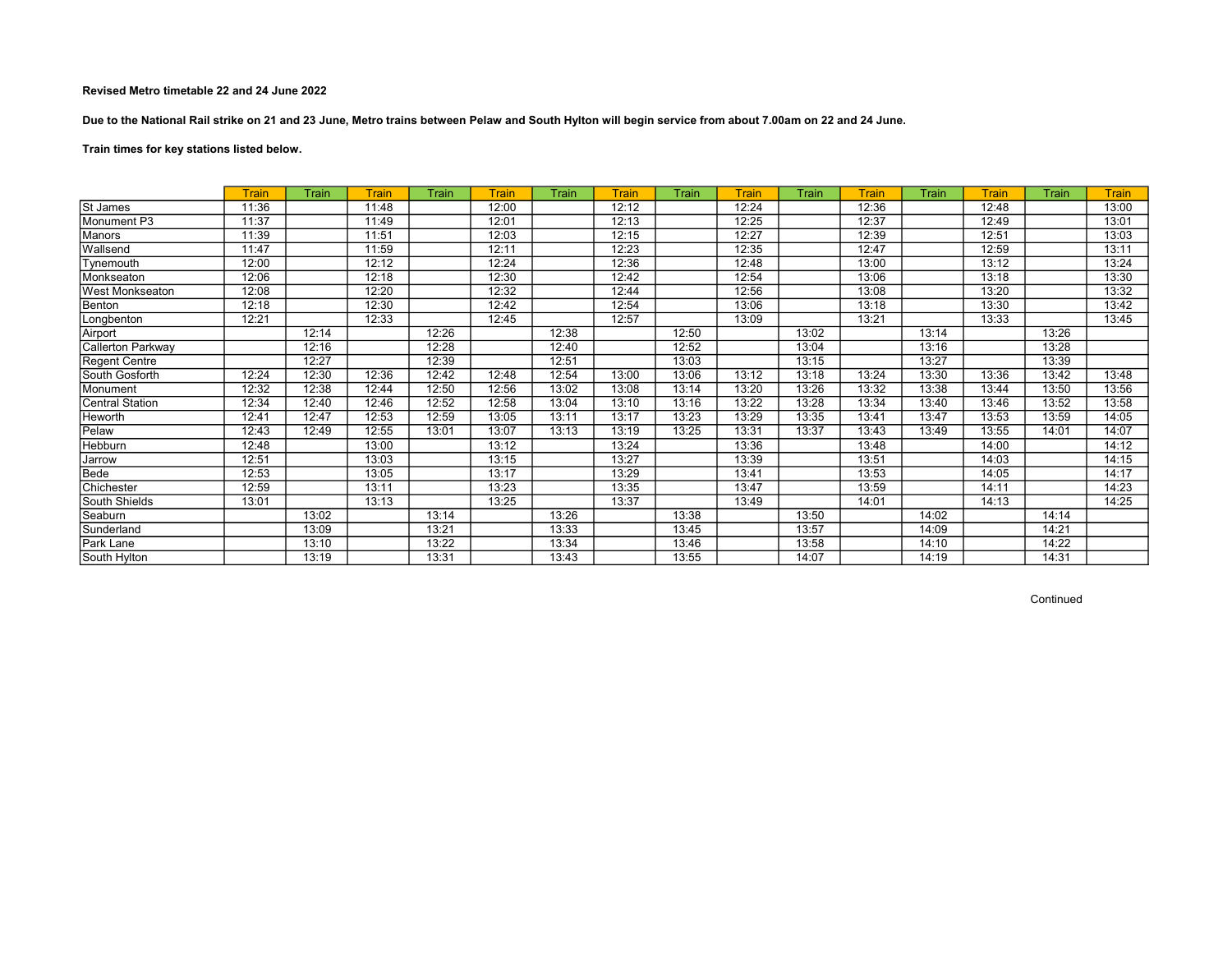**Revised Metro timetable 22 and 24 June 2022**

**Due to the National Rail strike on 21 and 23 June, Metro trains between Pelaw and South Hylton will begin service from about 7.00am on 22 and 24 June.**

**Train times for key stations listed below.**

| | Train | Train | Train | Train | Train | Train | Train | Train | Train | Train | Train | Train | Train | Train | Train |
|---|---|---|---|---|---|---|---|---|---|---|---|---|---|---|---|
| St James | 11:36 | | 11:48 | | 12:00 | | 12:12 | | 12:24 | | 12:36 | | 12:48 | | 13:00 |
| Monument P3 | 11:37 | | 11:49 | | 12:01 | | 12:13 | | 12:25 | | 12:37 | | 12:49 | | 13:01 |
| Manors | 11:39 | | 11:51 | | 12:03 | | 12:15 | | 12:27 | | 12:39 | | 12:51 | | 13:03 |
| Wallsend | 11:47 | | 11:59 | | 12:11 | | 12:23 | | 12:35 | | 12:47 | | 12:59 | | 13:11 |
| Tynemouth | 12:00 | | 12:12 | | 12:24 | | 12:36 | | 12:48 | | 13:00 | | 13:12 | | 13:24 |
| Monkseaton | 12:06 | | 12:18 | | 12:30 | | 12:42 | | 12:54 | | 13:06 | | 13:18 | | 13:30 |
| West Monkseaton | 12:08 | | 12:20 | | 12:32 | | 12:44 | | 12:56 | | 13:08 | | 13:20 | | 13:32 |
| Benton | 12:18 | | 12:30 | | 12:42 | | 12:54 | | 13:06 | | 13:18 | | 13:30 | | 13:42 |
| Longbenton | 12:21 | | 12:33 | | 12:45 | | 12:57 | | 13:09 | | 13:21 | | 13:33 | | 13:45 |
| Airport | | 12:14 | | 12:26 | | 12:38 | | 12:50 | | 13:02 | | 13:14 | | 13:26 | |
| Callerton Parkway | | 12:16 | | 12:28 | | 12:40 | | 12:52 | | 13:04 | | 13:16 | | 13:28 | |
| Regent Centre | | 12:27 | | 12:39 | | 12:51 | | 13:03 | | 13:15 | | 13:27 | | 13:39 | |
| South Gosforth | 12:24 | 12:30 | 12:36 | 12:42 | 12:48 | 12:54 | 13:00 | 13:06 | 13:12 | 13:18 | 13:24 | 13:30 | 13:36 | 13:42 | 13:48 |
| Monument | 12:32 | 12:38 | 12:44 | 12:50 | 12:56 | 13:02 | 13:08 | 13:14 | 13:20 | 13:26 | 13:32 | 13:38 | 13:44 | 13:50 | 13:56 |
| Central Station | 12:34 | 12:40 | 12:46 | 12:52 | 12:58 | 13:04 | 13:10 | 13:16 | 13:22 | 13:28 | 13:34 | 13:40 | 13:46 | 13:52 | 13:58 |
| Heworth | 12:41 | 12:47 | 12:53 | 12:59 | 13:05 | 13:11 | 13:17 | 13:23 | 13:29 | 13:35 | 13:41 | 13:47 | 13:53 | 13:59 | 14:05 |
| Pelaw | 12:43 | 12:49 | 12:55 | 13:01 | 13:07 | 13:13 | 13:19 | 13:25 | 13:31 | 13:37 | 13:43 | 13:49 | 13:55 | 14:01 | 14:07 |
| Hebburn | 12:48 | | 13:00 | | 13:12 | | 13:24 | | 13:36 | | 13:48 | | 14:00 | | 14:12 |
| Jarrow | 12:51 | | 13:03 | | 13:15 | | 13:27 | | 13:39 | | 13:51 | | 14:03 | | 14:15 |
| Bede | 12:53 | | 13:05 | | 13:17 | | 13:29 | | 13:41 | | 13:53 | | 14:05 | | 14:17 |
| Chichester | 12:59 | | 13:11 | | 13:23 | | 13:35 | | 13:47 | | 13:59 | | 14:11 | | 14:23 |
| South Shields | 13:01 | | 13:13 | | 13:25 | | 13:37 | | 13:49 | | 14:01 | | 14:13 | | 14:25 |
| Seaburn | | 13:02 | | 13:14 | | 13:26 | | 13:38 | | 13:50 | | 14:02 | | 14:14 | |
| Sunderland | | 13:09 | | 13:21 | | 13:33 | | 13:45 | | 13:57 | | 14:09 | | 14:21 | |
| Park Lane | | 13:10 | | 13:22 | | 13:34 | | 13:46 | | 13:58 | | 14:10 | | 14:22 | |
| South Hylton | | 13:19 | | 13:31 | | 13:43 | | 13:55 | | 14:07 | | 14:19 | | 14:31 | |

Continued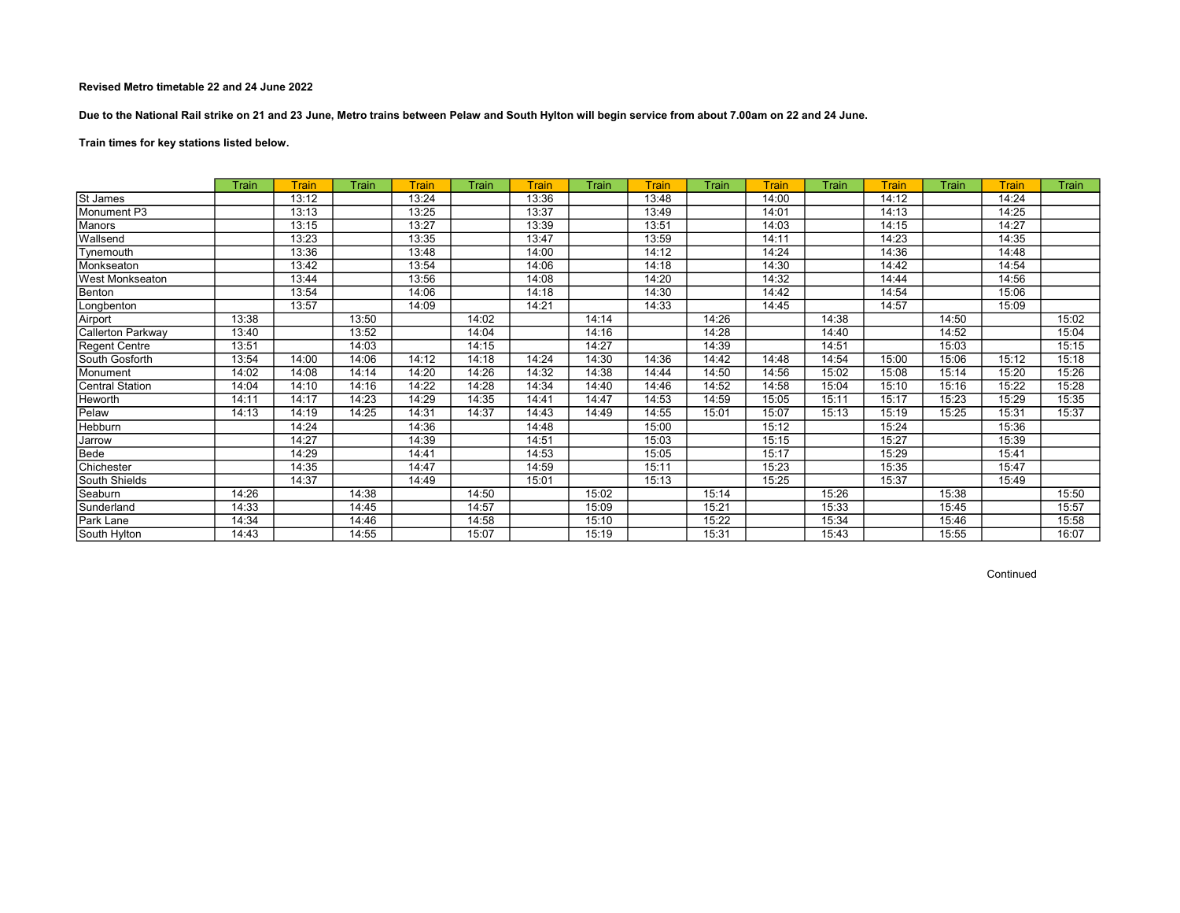**Revised Metro timetable 22 and 24 June 2022**

**Due to the National Rail strike on 21 and 23 June, Metro trains between Pelaw and South Hylton will begin service from about 7.00am on 22 and 24 June.**

**Train times for key stations listed below.**

| | Train | Train | Train | Train | Train | Train | Train | Train | Train | Train | Train | Train | Train | Train | Train |
|---|---|---|---|---|---|---|---|---|---|---|---|---|---|---|---|
| St James | | 13:12 | | 13:24 | | 13:36 | | 13:48 | | 14:00 | | 14:12 | | 14:24 | |
| Monument P3 | | 13:13 | | 13:25 | | 13:37 | | 13:49 | | 14:01 | | 14:13 | | 14:25 | |
| Manors | | 13:15 | | 13:27 | | 13:39 | | 13:51 | | 14:03 | | 14:15 | | 14:27 | |
| Wallsend | | 13:23 | | 13:35 | | 13:47 | | 13:59 | | 14:11 | | 14:23 | | 14:35 | |
| Tynemouth | | 13:36 | | 13:48 | | 14:00 | | 14:12 | | 14:24 | | 14:36 | | 14:48 | |
| Monkseaton | | 13:42 | | 13:54 | | 14:06 | | 14:18 | | 14:30 | | 14:42 | | 14:54 | |
| West Monkseaton | | 13:44 | | 13:56 | | 14:08 | | 14:20 | | 14:32 | | 14:44 | | 14:56 | |
| Benton | | 13:54 | | 14:06 | | 14:18 | | 14:30 | | 14:42 | | 14:54 | | 15:06 | |
| Longbenton | | 13:57 | | 14:09 | | 14:21 | | 14:33 | | 14:45 | | 14:57 | | 15:09 | |
| Airport | 13:38 | | 13:50 | | 14:02 | | 14:14 | | 14:26 | | 14:38 | | 14:50 | | 15:02 |
| Callerton Parkway | 13:40 | | 13:52 | | 14:04 | | 14:16 | | 14:28 | | 14:40 | | 14:52 | | 15:04 |
| Regent Centre | 13:51 | | 14:03 | | 14:15 | | 14:27 | | 14:39 | | 14:51 | | 15:03 | | 15:15 |
| South Gosforth | 13:54 | 14:00 | 14:06 | 14:12 | 14:18 | 14:24 | 14:30 | 14:36 | 14:42 | 14:48 | 14:54 | 15:00 | 15:06 | 15:12 | 15:18 |
| Monument | 14:02 | 14:08 | 14:14 | 14:20 | 14:26 | 14:32 | 14:38 | 14:44 | 14:50 | 14:56 | 15:02 | 15:08 | 15:14 | 15:20 | 15:26 |
| Central Station | 14:04 | 14:10 | 14:16 | 14:22 | 14:28 | 14:34 | 14:40 | 14:46 | 14:52 | 14:58 | 15:04 | 15:10 | 15:16 | 15:22 | 15:28 |
| Heworth | 14:11 | 14:17 | 14:23 | 14:29 | 14:35 | 14:41 | 14:47 | 14:53 | 14:59 | 15:05 | 15:11 | 15:17 | 15:23 | 15:29 | 15:35 |
| Pelaw | 14:13 | 14:19 | 14:25 | 14:31 | 14:37 | 14:43 | 14:49 | 14:55 | 15:01 | 15:07 | 15:13 | 15:19 | 15:25 | 15:31 | 15:37 |
| Hebburn | | 14:24 | | 14:36 | | 14:48 | | 15:00 | | 15:12 | | 15:24 | | 15:36 | |
| Jarrow | | 14:27 | | 14:39 | | 14:51 | | 15:03 | | 15:15 | | 15:27 | | 15:39 | |
| Bede | | 14:29 | | 14:41 | | 14:53 | | 15:05 | | 15:17 | | 15:29 | | 15:41 | |
| Chichester | | 14:35 | | 14:47 | | 14:59 | | 15:11 | | 15:23 | | 15:35 | | 15:47 | |
| South Shields | | 14:37 | | 14:49 | | 15:01 | | 15:13 | | 15:25 | | 15:37 | | 15:49 | |
| Seaburn | 14:26 | | 14:38 | | 14:50 | | 15:02 | | 15:14 | | 15:26 | | 15:38 | | 15:50 |
| Sunderland | 14:33 | | 14:45 | | 14:57 | | 15:09 | | 15:21 | | 15:33 | | 15:45 | | 15:57 |
| Park Lane | 14:34 | | 14:46 | | 14:58 | | 15:10 | | 15:22 | | 15:34 | | 15:46 | | 15:58 |
| South Hylton | 14:43 | | 14:55 | | 15:07 | | 15:19 | | 15:31 | | 15:43 | | 15:55 | | 16:07 |

Continued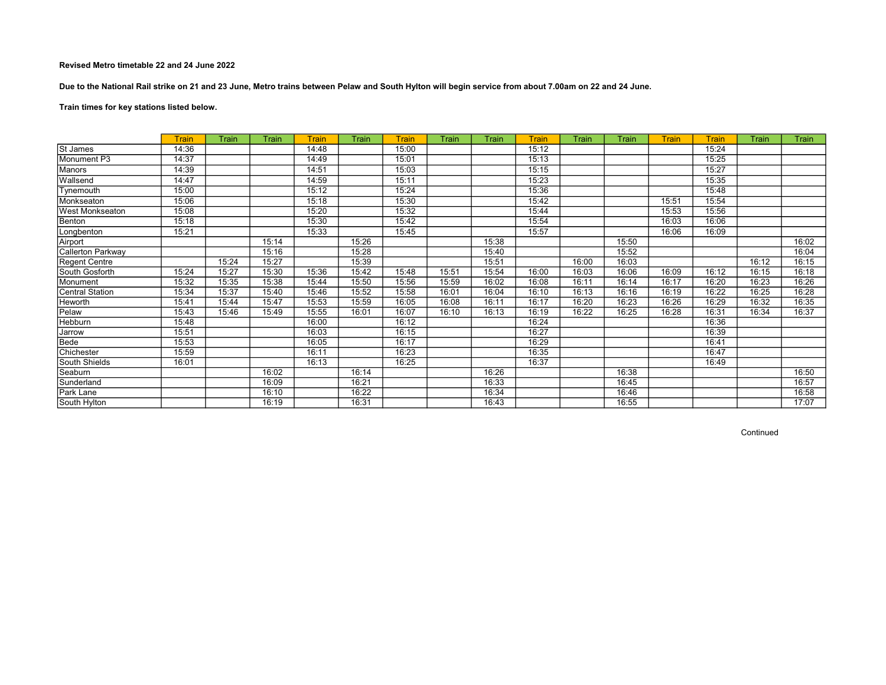**Revised Metro timetable 22 and 24 June 2022**

**Due to the National Rail strike on 21 and 23 June, Metro trains between Pelaw and South Hylton will begin service from about 7.00am on 22 and 24 June.**

**Train times for key stations listed below.**

| | Train | Train | Train | Train | Train | Train | Train | Train | Train | Train | Train | Train | Train | Train | Train |
|---|---|---|---|---|---|---|---|---|---|---|---|---|---|---|---|
| St James | 14:36 | | | 14:48 | | 15:00 | | | 15:12 | | | | 15:24 | | |
| Monument P3 | 14:37 | | | 14:49 | | 15:01 | | | 15:13 | | | | 15:25 | | |
| Manors | 14:39 | | | 14:51 | | 15:03 | | | 15:15 | | | | 15:27 | | |
| Wallsend | 14:47 | | | 14:59 | | 15:11 | | | 15:23 | | | | 15:35 | | |
| Tynemouth | 15:00 | | | 15:12 | | 15:24 | | | 15:36 | | | | 15:48 | | |
| Monkseaton | 15:06 | | | 15:18 | | 15:30 | | | 15:42 | | | 15:51 | 15:54 | | |
| West Monkseaton | 15:08 | | | 15:20 | | 15:32 | | | 15:44 | | | 15:53 | 15:56 | | |
| Benton | 15:18 | | | 15:30 | | 15:42 | | | 15:54 | | | 16:03 | 16:06 | | |
| Longbenton | 15:21 | | | 15:33 | | 15:45 | | | 15:57 | | | 16:06 | 16:09 | | |
| Airport | | | 15:14 | | 15:26 | | | 15:38 | | | 15:50 | | | | 16:02 |
| Callerton Parkway | | | 15:16 | | 15:28 | | | 15:40 | | | 15:52 | | | | 16:04 |
| Regent Centre | | 15:24 | 15:27 | | 15:39 | | | 15:51 | | 16:00 | 16:03 | | | 16:12 | 16:15 |
| South Gosforth | 15:24 | 15:27 | 15:30 | 15:36 | 15:42 | 15:48 | 15:51 | 15:54 | 16:00 | 16:03 | 16:06 | 16:09 | 16:12 | 16:15 | 16:18 |
| Monument | 15:32 | 15:35 | 15:38 | 15:44 | 15:50 | 15:56 | 15:59 | 16:02 | 16:08 | 16:11 | 16:14 | 16:17 | 16:20 | 16:23 | 16:26 |
| Central Station | 15:34 | 15:37 | 15:40 | 15:46 | 15:52 | 15:58 | 16:01 | 16:04 | 16:10 | 16:13 | 16:16 | 16:19 | 16:22 | 16:25 | 16:28 |
| Heworth | 15:41 | 15:44 | 15:47 | 15:53 | 15:59 | 16:05 | 16:08 | 16:11 | 16:17 | 16:20 | 16:23 | 16:26 | 16:29 | 16:32 | 16:35 |
| Pelaw | 15:43 | 15:46 | 15:49 | 15:55 | 16:01 | 16:07 | 16:10 | 16:13 | 16:19 | 16:22 | 16:25 | 16:28 | 16:31 | 16:34 | 16:37 |
| Hebburn | 15:48 | | | 16:00 | | 16:12 | | | 16:24 | | | | 16:36 | | |
| Jarrow | 15:51 | | | 16:03 | | 16:15 | | | 16:27 | | | | 16:39 | | |
| Bede | 15:53 | | | 16:05 | | 16:17 | | | 16:29 | | | | 16:41 | | |
| Chichester | 15:59 | | | 16:11 | | 16:23 | | | 16:35 | | | | 16:47 | | |
| South Shields | 16:01 | | | 16:13 | | 16:25 | | | 16:37 | | | | 16:49 | | |
| Seaburn | | | 16:02 | | 16:14 | | | 16:26 | | | 16:38 | | | | 16:50 |
| Sunderland | | | 16:09 | | 16:21 | | | 16:33 | | | 16:45 | | | | 16:57 |
| Park Lane | | | 16:10 | | 16:22 | | | 16:34 | | | 16:46 | | | | 16:58 |
| South Hylton | | | 16:19 | | 16:31 | | | 16:43 | | | 16:55 | | | | 17:07 |

Continued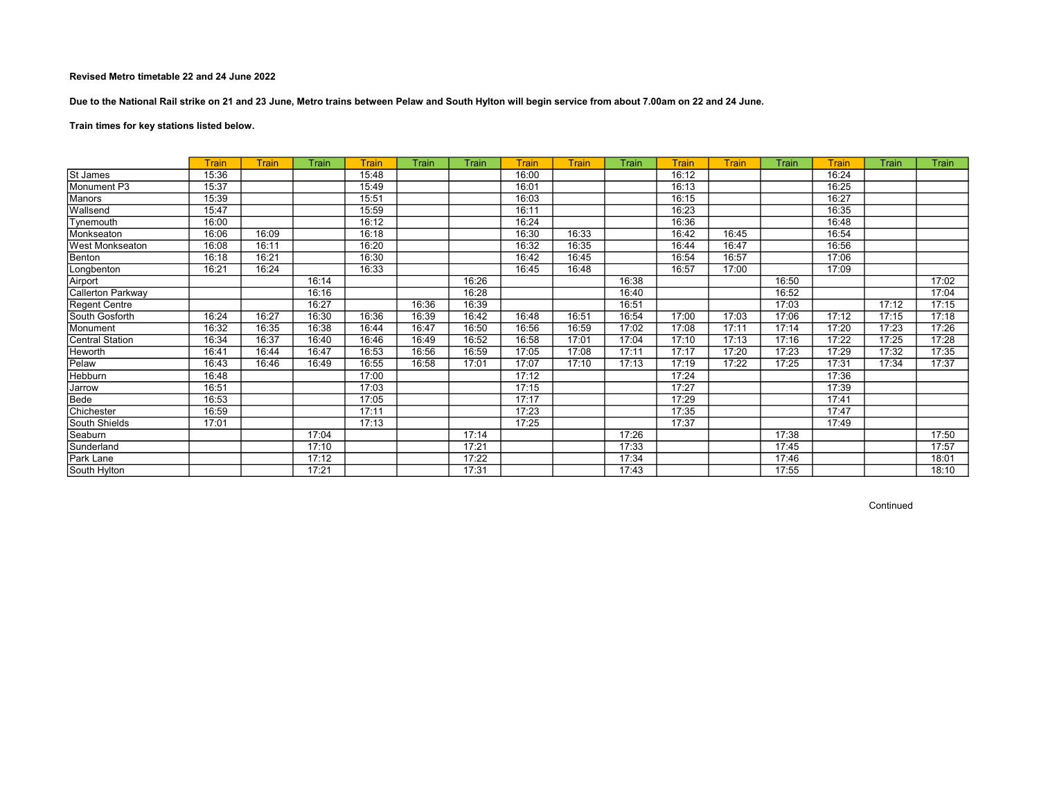**Revised Metro timetable 22 and 24 June 2022**

**Due to the National Rail strike on 21 and 23 June, Metro trains between Pelaw and South Hylton will begin service from about 7.00am on 22 and 24 June.**

**Train times for key stations listed below.**

| | Train | Train | Train | Train | Train | Train | Train | Train | Train | Train | Train | Train | Train | Train | Train |
|---|---|---|---|---|---|---|---|---|---|---|---|---|---|---|---|
| St James | 15:36 | | | 15:48 | | | 16:00 | | | 16:12 | | | 16:24 | | |
| Monument P3 | 15:37 | | | 15:49 | | | 16:01 | | | 16:13 | | | 16:25 | | |
| Manors | 15:39 | | | 15:51 | | | 16:03 | | | 16:15 | | | 16:27 | | |
| Wallsend | 15:47 | | | 15:59 | | | 16:11 | | | 16:23 | | | 16:35 | | |
| Tynemouth | 16:00 | | | 16:12 | | | 16:24 | | | 16:36 | | | 16:48 | | |
| Monkseaton | 16:06 | 16:09 | | 16:18 | | | 16:30 | 16:33 | | 16:42 | 16:45 | | 16:54 | | |
| West Monkseaton | 16:08 | 16:11 | | 16:20 | | | 16:32 | 16:35 | | 16:44 | 16:47 | | 16:56 | | |
| Benton | 16:18 | 16:21 | | 16:30 | | | 16:42 | 16:45 | | 16:54 | 16:57 | | 17:06 | | |
| Longbenton | 16:21 | 16:24 | | 16:33 | | | 16:45 | 16:48 | | 16:57 | 17:00 | | 17:09 | | |
| Airport | | | 16:14 | | | 16:26 | | | 16:38 | | | 16:50 | | | 17:02 |
| Callerton Parkway | | | 16:16 | | | 16:28 | | | 16:40 | | | 16:52 | | | 17:04 |
| Regent Centre | | | 16:27 | | 16:36 | 16:39 | | | 16:51 | | | 17:03 | | 17:12 | 17:15 |
| South Gosforth | 16:24 | 16:27 | 16:30 | 16:36 | 16:39 | 16:42 | 16:48 | 16:51 | 16:54 | 17:00 | 17:03 | 17:06 | 17:12 | 17:15 | 17:18 |
| Monument | 16:32 | 16:35 | 16:38 | 16:44 | 16:47 | 16:50 | 16:56 | 16:59 | 17:02 | 17:08 | 17:11 | 17:14 | 17:20 | 17:23 | 17:26 |
| Central Station | 16:34 | 16:37 | 16:40 | 16:46 | 16:49 | 16:52 | 16:58 | 17:01 | 17:04 | 17:10 | 17:13 | 17:16 | 17:22 | 17:25 | 17:28 |
| Heworth | 16:41 | 16:44 | 16:47 | 16:53 | 16:56 | 16:59 | 17:05 | 17:08 | 17:11 | 17:17 | 17:20 | 17:23 | 17:29 | 17:32 | 17:35 |
| Pelaw | 16:43 | 16:46 | 16:49 | 16:55 | 16:58 | 17:01 | 17:07 | 17:10 | 17:13 | 17:19 | 17:22 | 17:25 | 17:31 | 17:34 | 17:37 |
| Hebburn | 16:48 | | | 17:00 | | | 17:12 | | | 17:24 | | | 17:36 | | |
| Jarrow | 16:51 | | | 17:03 | | | 17:15 | | | 17:27 | | | 17:39 | | |
| Bede | 16:53 | | | 17:05 | | | 17:17 | | | 17:29 | | | 17:41 | | |
| Chichester | 16:59 | | | 17:11 | | | 17:23 | | | 17:35 | | | 17:47 | | |
| South Shields | 17:01 | | | 17:13 | | | 17:25 | | | 17:37 | | | 17:49 | | |
| Seaburn | | | 17:04 | | | 17:14 | | | 17:26 | | | 17:38 | | | 17:50 |
| Sunderland | | | 17:10 | | | 17:21 | | | 17:33 | | | 17:45 | | | 17:57 |
| Park Lane | | | 17:12 | | | 17:22 | | | 17:34 | | | 17:46 | | | 18:01 |
| South Hylton | | | 17:21 | | | 17:31 | | | 17:43 | | | 17:55 | | | 18:10 |

Continued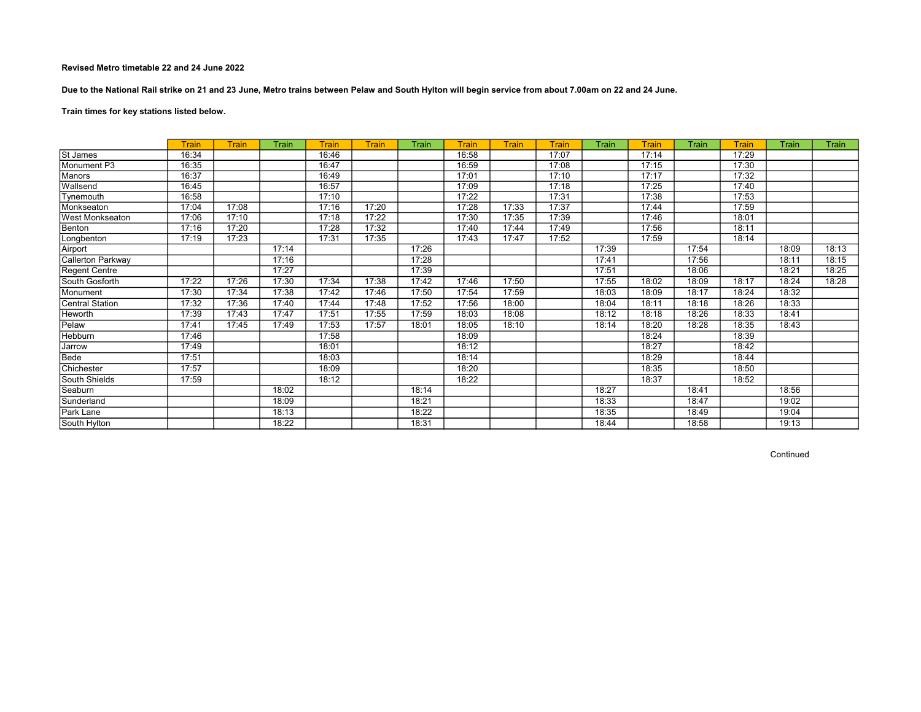**Revised Metro timetable 22 and 24 June 2022**

**Due to the National Rail strike on 21 and 23 June, Metro trains between Pelaw and South Hylton will begin service from about 7.00am on 22 and 24 June.**

**Train times for key stations listed below.**

| | Train | Train | Train | Train | Train | Train | Train | Train | Train | Train | Train | Train | Train | Train | Train |
|---|---|---|---|---|---|---|---|---|---|---|---|---|---|---|---|
| St James | 16:34 | | | 16:46 | | | 16:58 | | 17:07 | | 17:14 | | 17:29 | | |
| Monument P3 | 16:35 | | | 16:47 | | | 16:59 | | 17:08 | | 17:15 | | 17:30 | | |
| Manors | 16:37 | | | 16:49 | | | 17:01 | | 17:10 | | 17:17 | | 17:32 | | |
| Wallsend | 16:45 | | | 16:57 | | | 17:09 | | 17:18 | | 17:25 | | 17:40 | | |
| Tynemouth | 16:58 | | | 17:10 | | | 17:22 | | 17:31 | | 17:38 | | 17:53 | | |
| Monkseaton | 17:04 | 17:08 | | 17:16 | 17:20 | | 17:28 | 17:33 | 17:37 | | 17:44 | | 17:59 | | |
| West Monkseaton | 17:06 | 17:10 | | 17:18 | 17:22 | | 17:30 | 17:35 | 17:39 | | 17:46 | | 18:01 | | |
| Benton | 17:16 | 17:20 | | 17:28 | 17:32 | | 17:40 | 17:44 | 17:49 | | 17:56 | | 18:11 | | |
| Longbenton | 17:19 | 17:23 | | 17:31 | 17:35 | | 17:43 | 17:47 | 17:52 | | 17:59 | | 18:14 | | |
| Airport | | | 17:14 | | | 17:26 | | | | 17:39 | | 17:54 | | 18:09 | 18:13 |
| Callerton Parkway | | | 17:16 | | | 17:28 | | | | 17:41 | | 17:56 | | 18:11 | 18:15 |
| Regent Centre | | | 17:27 | | | 17:39 | | | | 17:51 | | 18:06 | | 18:21 | 18:25 |
| South Gosforth | 17:22 | 17:26 | 17:30 | 17:34 | 17:38 | 17:42 | 17:46 | 17:50 | | 17:55 | 18:02 | 18:09 | 18:17 | 18:24 | 18:28 |
| Monument | 17:30 | 17:34 | 17:38 | 17:42 | 17:46 | 17:50 | 17:54 | 17:59 | | 18:03 | 18:09 | 18:17 | 18:24 | 18:32 | |
| Central Station | 17:32 | 17:36 | 17:40 | 17:44 | 17:48 | 17:52 | 17:56 | 18:00 | | 18:04 | 18:11 | 18:18 | 18:26 | 18:33 | |
| Heworth | 17:39 | 17:43 | 17:47 | 17:51 | 17:55 | 17:59 | 18:03 | 18:08 | | 18:12 | 18:18 | 18:26 | 18:33 | 18:41 | |
| Pelaw | 17:41 | 17:45 | 17:49 | 17:53 | 17:57 | 18:01 | 18:05 | 18:10 | | 18:14 | 18:20 | 18:28 | 18:35 | 18:43 | |
| Hebburn | 17:46 | | | 17:58 | | | 18:09 | | | | 18:24 | | 18:39 | | |
| Jarrow | 17:49 | | | 18:01 | | | 18:12 | | | | 18:27 | | 18:42 | | |
| Bede | 17:51 | | | 18:03 | | | 18:14 | | | | 18:29 | | 18:44 | | |
| Chichester | 17:57 | | | 18:09 | | | 18:20 | | | | 18:35 | | 18:50 | | |
| South Shields | 17:59 | | | 18:12 | | | 18:22 | | | | 18:37 | | 18:52 | | |
| Seaburn | | | 18:02 | | | 18:14 | | | | 18:27 | | 18:41 | | 18:56 | |
| Sunderland | | | 18:09 | | | 18:21 | | | | 18:33 | | 18:47 | | 19:02 | |
| Park Lane | | | 18:13 | | | 18:22 | | | | 18:35 | | 18:49 | | 19:04 | |
| South Hylton | | | 18:22 | | | 18:31 | | | | 18:44 | | 18:58 | | 19:13 | |

Continued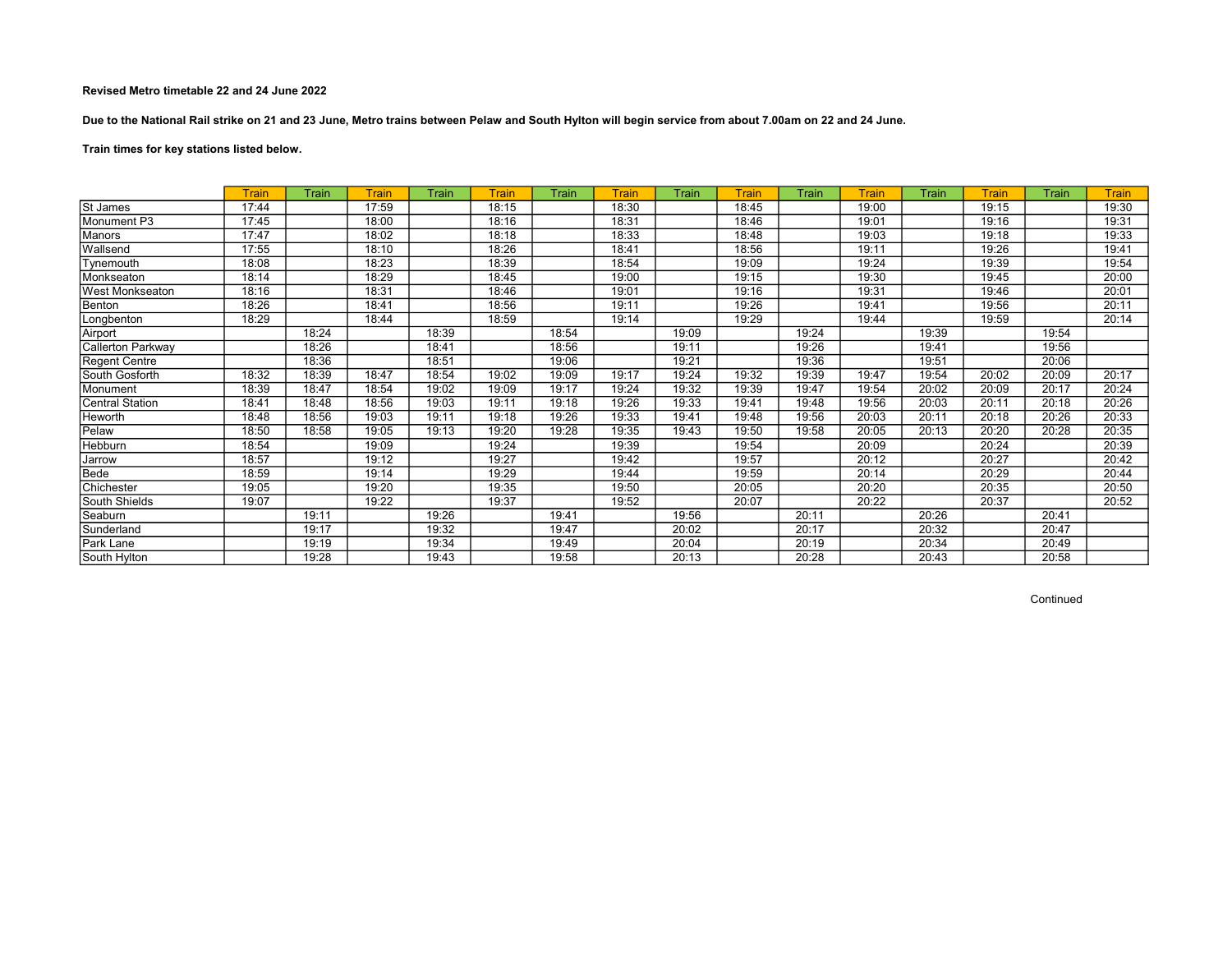**Revised Metro timetable 22 and 24 June 2022**

**Due to the National Rail strike on 21 and 23 June, Metro trains between Pelaw and South Hylton will begin service from about 7.00am on 22 and 24 June.**

**Train times for key stations listed below.**

| | Train | Train | Train | Train | Train | Train | Train | Train | Train | Train | Train | Train | Train | Train | Train |
|---|---|---|---|---|---|---|---|---|---|---|---|---|---|---|---|
| St James | 17:44 | | 17:59 | | 18:15 | | 18:30 | | 18:45 | | 19:00 | | 19:15 | | 19:30 |
| Monument P3 | 17:45 | | 18:00 | | 18:16 | | 18:31 | | 18:46 | | 19:01 | | 19:16 | | 19:31 |
| Manors | 17:47 | | 18:02 | | 18:18 | | 18:33 | | 18:48 | | 19:03 | | 19:18 | | 19:33 |
| Wallsend | 17:55 | | 18:10 | | 18:26 | | 18:41 | | 18:56 | | 19:11 | | 19:26 | | 19:41 |
| Tynemouth | 18:08 | | 18:23 | | 18:39 | | 18:54 | | 19:09 | | 19:24 | | 19:39 | | 19:54 |
| Monkseaton | 18:14 | | 18:29 | | 18:45 | | 19:00 | | 19:15 | | 19:30 | | 19:45 | | 20:00 |
| West Monkseaton | 18:16 | | 18:31 | | 18:46 | | 19:01 | | 19:16 | | 19:31 | | 19:46 | | 20:01 |
| Benton | 18:26 | | 18:41 | | 18:56 | | 19:11 | | 19:26 | | 19:41 | | 19:56 | | 20:11 |
| Longbenton | 18:29 | | 18:44 | | 18:59 | | 19:14 | | 19:29 | | 19:44 | | 19:59 | | 20:14 |
| Airport | | 18:24 | | 18:39 | | 18:54 | | 19:09 | | 19:24 | | 19:39 | | 19:54 | |
| Callerton Parkway | | 18:26 | | 18:41 | | 18:56 | | 19:11 | | 19:26 | | 19:41 | | 19:56 | |
| Regent Centre | | 18:36 | | 18:51 | | 19:06 | | 19:21 | | 19:36 | | 19:51 | | 20:06 | |
| South Gosforth | 18:32 | 18:39 | 18:47 | 18:54 | 19:02 | 19:09 | 19:17 | 19:24 | 19:32 | 19:39 | 19:47 | 19:54 | 20:02 | 20:09 | 20:17 |
| Monument | 18:39 | 18:47 | 18:54 | 19:02 | 19:09 | 19:17 | 19:24 | 19:32 | 19:39 | 19:47 | 19:54 | 20:02 | 20:09 | 20:17 | 20:24 |
| Central Station | 18:41 | 18:48 | 18:56 | 19:03 | 19:11 | 19:18 | 19:26 | 19:33 | 19:41 | 19:48 | 19:56 | 20:03 | 20:11 | 20:18 | 20:26 |
| Heworth | 18:48 | 18:56 | 19:03 | 19:11 | 19:18 | 19:26 | 19:33 | 19:41 | 19:48 | 19:56 | 20:03 | 20:11 | 20:18 | 20:26 | 20:33 |
| Pelaw | 18:50 | 18:58 | 19:05 | 19:13 | 19:20 | 19:28 | 19:35 | 19:43 | 19:50 | 19:58 | 20:05 | 20:13 | 20:20 | 20:28 | 20:35 |
| Hebburn | 18:54 | | 19:09 | | 19:24 | | 19:39 | | 19:54 | | 20:09 | | 20:24 | | 20:39 |
| Jarrow | 18:57 | | 19:12 | | 19:27 | | 19:42 | | 19:57 | | 20:12 | | 20:27 | | 20:42 |
| Bede | 18:59 | | 19:14 | | 19:29 | | 19:44 | | 19:59 | | 20:14 | | 20:29 | | 20:44 |
| Chichester | 19:05 | | 19:20 | | 19:35 | | 19:50 | | 20:05 | | 20:20 | | 20:35 | | 20:50 |
| South Shields | 19:07 | | 19:22 | | 19:37 | | 19:52 | | 20:07 | | 20:22 | | 20:37 | | 20:52 |
| Seaburn | | 19:11 | | 19:26 | | 19:41 | | 19:56 | | 20:11 | | 20:26 | | 20:41 | |
| Sunderland | | 19:17 | | 19:32 | | 19:47 | | 20:02 | | 20:17 | | 20:32 | | 20:47 | |
| Park Lane | | 19:19 | | 19:34 | | 19:49 | | 20:04 | | 20:19 | | 20:34 | | 20:49 | |
| South Hylton | | 19:28 | | 19:43 | | 19:58 | | 20:13 | | 20:28 | | 20:43 | | 20:58 | |

Continued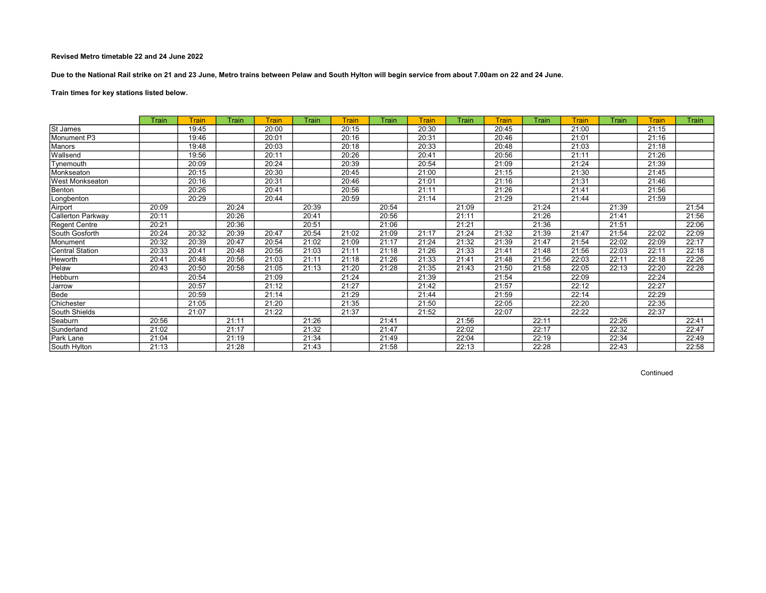**Revised Metro timetable 22 and 24 June 2022**

**Due to the National Rail strike on 21 and 23 June, Metro trains between Pelaw and South Hylton will begin service from about 7.00am on 22 and 24 June.**

**Train times for key stations listed below.**

| | Train | Train | Train | Train | Train | Train | Train | Train | Train | Train | Train | Train | Train | Train | Train |
|---|---|---|---|---|---|---|---|---|---|---|---|---|---|---|---|
| St James | | 19:45 | | 20:00 | | 20:15 | | 20:30 | | 20:45 | | 21:00 | | 21:15 | |
| Monument P3 | | 19:46 | | 20:01 | | 20:16 | | 20:31 | | 20:46 | | 21:01 | | 21:16 | |
| Manors | | 19:48 | | 20:03 | | 20:18 | | 20:33 | | 20:48 | | 21:03 | | 21:18 | |
| Wallsend | | 19:56 | | 20:11 | | 20:26 | | 20:41 | | 20:56 | | 21:11 | | 21:26 | |
| Tynemouth | | 20:09 | | 20:24 | | 20:39 | | 20:54 | | 21:09 | | 21:24 | | 21:39 | |
| Monkseaton | | 20:15 | | 20:30 | | 20:45 | | 21:00 | | 21:15 | | 21:30 | | 21:45 | |
| West Monkseaton | | 20:16 | | 20:31 | | 20:46 | | 21:01 | | 21:16 | | 21:31 | | 21:46 | |
| Benton | | 20:26 | | 20:41 | | 20:56 | | 21:11 | | 21:26 | | 21:41 | | 21:56 | |
| Longbenton | | 20:29 | | 20:44 | | 20:59 | | 21:14 | | 21:29 | | 21:44 | | 21:59 | |
| Airport | 20:09 | | 20:24 | | 20:39 | | 20:54 | | 21:09 | | 21:24 | | 21:39 | | 21:54 |
| Callerton Parkway | 20:11 | | 20:26 | | 20:41 | | 20:56 | | 21:11 | | 21:26 | | 21:41 | | 21:56 |
| Regent Centre | 20:21 | | 20:36 | | 20:51 | | 21:06 | | 21:21 | | 21:36 | | 21:51 | | 22:06 |
| South Gosforth | 20:24 | 20:32 | 20:39 | 20:47 | 20:54 | 21:02 | 21:09 | 21:17 | 21:24 | 21:32 | 21:39 | 21:47 | 21:54 | 22:02 | 22:09 |
| Monument | 20:32 | 20:39 | 20:47 | 20:54 | 21:02 | 21:09 | 21:17 | 21:24 | 21:32 | 21:39 | 21:47 | 21:54 | 22:02 | 22:09 | 22:17 |
| Central Station | 20:33 | 20:41 | 20:48 | 20:56 | 21:03 | 21:11 | 21:18 | 21:26 | 21:33 | 21:41 | 21:48 | 21:56 | 22:03 | 22:11 | 22:18 |
| Heworth | 20:41 | 20:48 | 20:56 | 21:03 | 21:11 | 21:18 | 21:26 | 21:33 | 21:41 | 21:48 | 21:56 | 22:03 | 22:11 | 22:18 | 22:26 |
| Pelaw | 20:43 | 20:50 | 20:58 | 21:05 | 21:13 | 21:20 | 21:28 | 21:35 | 21:43 | 21:50 | 21:58 | 22:05 | 22:13 | 22:20 | 22:28 |
| Hebburn | | 20:54 | | 21:09 | | 21:24 | | 21:39 | | 21:54 | | 22:09 | | 22:24 | |
| Jarrow | | 20:57 | | 21:12 | | 21:27 | | 21:42 | | 21:57 | | 22:12 | | 22:27 | |
| Bede | | 20:59 | | 21:14 | | 21:29 | | 21:44 | | 21:59 | | 22:14 | | 22:29 | |
| Chichester | | 21:05 | | 21:20 | | 21:35 | | 21:50 | | 22:05 | | 22:20 | | 22:35 | |
| South Shields | | 21:07 | | 21:22 | | 21:37 | | 21:52 | | 22:07 | | 22:22 | | 22:37 | |
| Seaburn | 20:56 | | 21:11 | | 21:26 | | 21:41 | | 21:56 | | 22:11 | | 22:26 | | 22:41 |
| Sunderland | 21:02 | | 21:17 | | 21:32 | | 21:47 | | 22:02 | | 22:17 | | 22:32 | | 22:47 |
| Park Lane | 21:04 | | 21:19 | | 21:34 | | 21:49 | | 22:04 | | 22:19 | | 22:34 | | 22:49 |
| South Hylton | 21:13 | | 21:28 | | 21:43 | | 21:58 | | 22:13 | | 22:28 | | 22:43 | | 22:58 |

Continued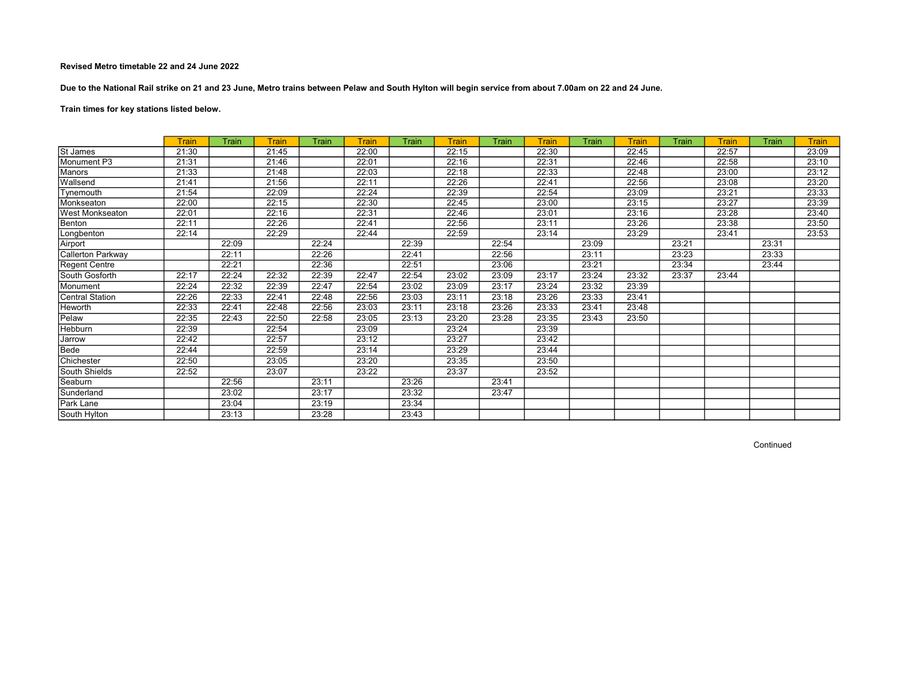**Revised Metro timetable 22 and 24 June 2022**

**Due to the National Rail strike on 21 and 23 June, Metro trains between Pelaw and South Hylton will begin service from about 7.00am on 22 and 24 June.**

**Train times for key stations listed below.**

| | Train | Train | Train | Train | Train | Train | Train | Train | Train | Train | Train | Train | Train | Train | Train |
|---|---|---|---|---|---|---|---|---|---|---|---|---|---|---|---|
| St James | 21:30 | | 21:45 | | 22:00 | | 22:15 | | 22:30 | | 22:45 | | 22:57 | | 23:09 |
| Monument P3 | 21:31 | | 21:46 | | 22:01 | | 22:16 | | 22:31 | | 22:46 | | 22:58 | | 23:10 |
| Manors | 21:33 | | 21:48 | | 22:03 | | 22:18 | | 22:33 | | 22:48 | | 23:00 | | 23:12 |
| Wallsend | 21:41 | | 21:56 | | 22:11 | | 22:26 | | 22:41 | | 22:56 | | 23:08 | | 23:20 |
| Tynemouth | 21:54 | | 22:09 | | 22:24 | | 22:39 | | 22:54 | | 23:09 | | 23:21 | | 23:33 |
| Monkseaton | 22:00 | | 22:15 | | 22:30 | | 22:45 | | 23:00 | | 23:15 | | 23:27 | | 23:39 |
| West Monkseaton | 22:01 | | 22:16 | | 22:31 | | 22:46 | | 23:01 | | 23:16 | | 23:28 | | 23:40 |
| Benton | 22:11 | | 22:26 | | 22:41 | | 22:56 | | 23:11 | | 23:26 | | 23:38 | | 23:50 |
| Longbenton | 22:14 | | 22:29 | | 22:44 | | 22:59 | | 23:14 | | 23:29 | | 23:41 | | 23:53 |
| Airport | | 22:09 | | 22:24 | | 22:39 | | 22:54 | | 23:09 | | 23:21 | | 23:31 | |
| Callerton Parkway | | 22:11 | | 22:26 | | 22:41 | | 22:56 | | 23:11 | | 23:23 | | 23:33 | |
| Regent Centre | | 22:21 | | 22:36 | | 22:51 | | 23:06 | | 23:21 | | 23:34 | | 23:44 | |
| South Gosforth | 22:17 | 22:24 | 22:32 | 22:39 | 22:47 | 22:54 | 23:02 | 23:09 | 23:17 | 23:24 | 23:32 | 23:37 | 23:44 | | |
| Monument | 22:24 | 22:32 | 22:39 | 22:47 | 22:54 | 23:02 | 23:09 | 23:17 | 23:24 | 23:32 | 23:39 | | | | |
| Central Station | 22:26 | 22:33 | 22:41 | 22:48 | 22:56 | 23:03 | 23:11 | 23:18 | 23:26 | 23:33 | 23:41 | | | | |
| Heworth | 22:33 | 22:41 | 22:48 | 22:56 | 23:03 | 23:11 | 23:18 | 23:26 | 23:33 | 23:41 | 23:48 | | | | |
| Pelaw | 22:35 | 22:43 | 22:50 | 22:58 | 23:05 | 23:13 | 23:20 | 23:28 | 23:35 | 23:43 | 23:50 | | | | |
| Hebburn | 22:39 | | 22:54 | | 23:09 | | 23:24 | | 23:39 | | | | | | |
| Jarrow | 22:42 | | 22:57 | | 23:12 | | 23:27 | | 23:42 | | | | | | |
| Bede | 22:44 | | 22:59 | | 23:14 | | 23:29 | | 23:44 | | | | | | |
| Chichester | 22:50 | | 23:05 | | 23:20 | | 23:35 | | 23:50 | | | | | | |
| South Shields | 22:52 | | 23:07 | | 23:22 | | 23:37 | | 23:52 | | | | | | |
| Seaburn | | 22:56 | | 23:11 | | 23:26 | | 23:41 | | | | | | | |
| Sunderland | | 23:02 | | 23:17 | | 23:32 | | 23:47 | | | | | | | |
| Park Lane | | 23:04 | | 23:19 | | 23:34 | | | | | | | | | |
| South Hylton | | 23:13 | | 23:28 | | 23:43 | | | | | | | | | |

Continued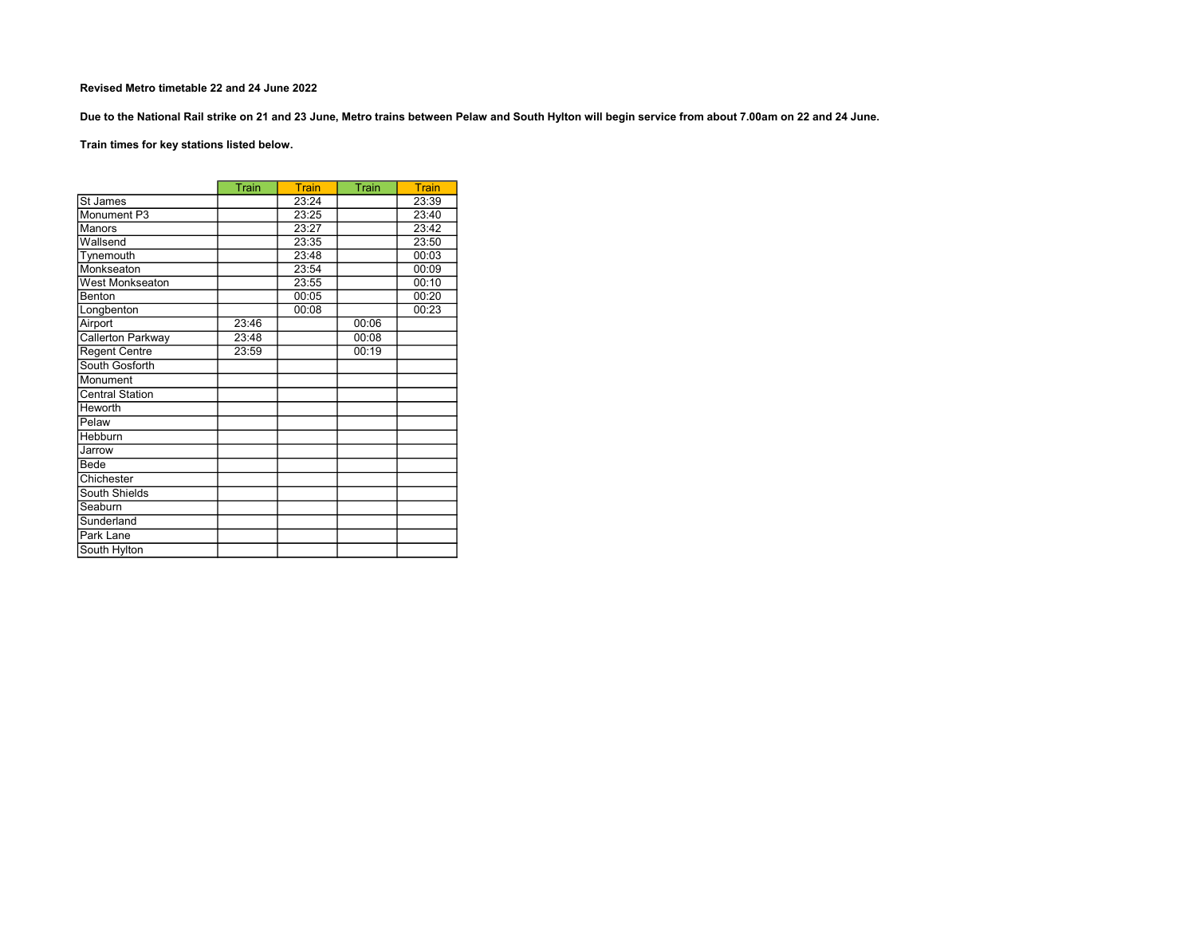**Revised Metro timetable 22 and 24 June 2022**

**Due to the National Rail strike on 21 and 23 June, Metro trains between Pelaw and South Hylton will begin service from about 7.00am on 22 and 24 June.**

**Train times for key stations listed below.**

| | Train | Train | Train | Train |
|---|---|---|---|---|
| St James | | 23:24 | | 23:39 |
| Monument P3 | | 23:25 | | 23:40 |
| Manors | | 23:27 | | 23:42 |
| Wallsend | | 23:35 | | 23:50 |
| Tynemouth | | 23:48 | | 00:03 |
| Monkseaton | | 23:54 | | 00:09 |
| West Monkseaton | | 23:55 | | 00:10 |
| Benton | | 00:05 | | 00:20 |
| Longbenton | | 00:08 | | 00:23 |
| Airport | 23:46 | | 00:06 | |
| Callerton Parkway | 23:48 | | 00:08 | |
| Regent Centre | 23:59 | | 00:19 | |
| South Gosforth | | | | |
| Monument | | | | |
| Central Station | | | | |
| Heworth | | | | |
| Pelaw | | | | |
| Hebburn | | | | |
| Jarrow | | | | |
| Bede | | | | |
| Chichester | | | | |
| South Shields | | | | |
| Seaburn | | | | |
| Sunderland | | | | |
| Park Lane | | | | |
| South Hylton | | | | |